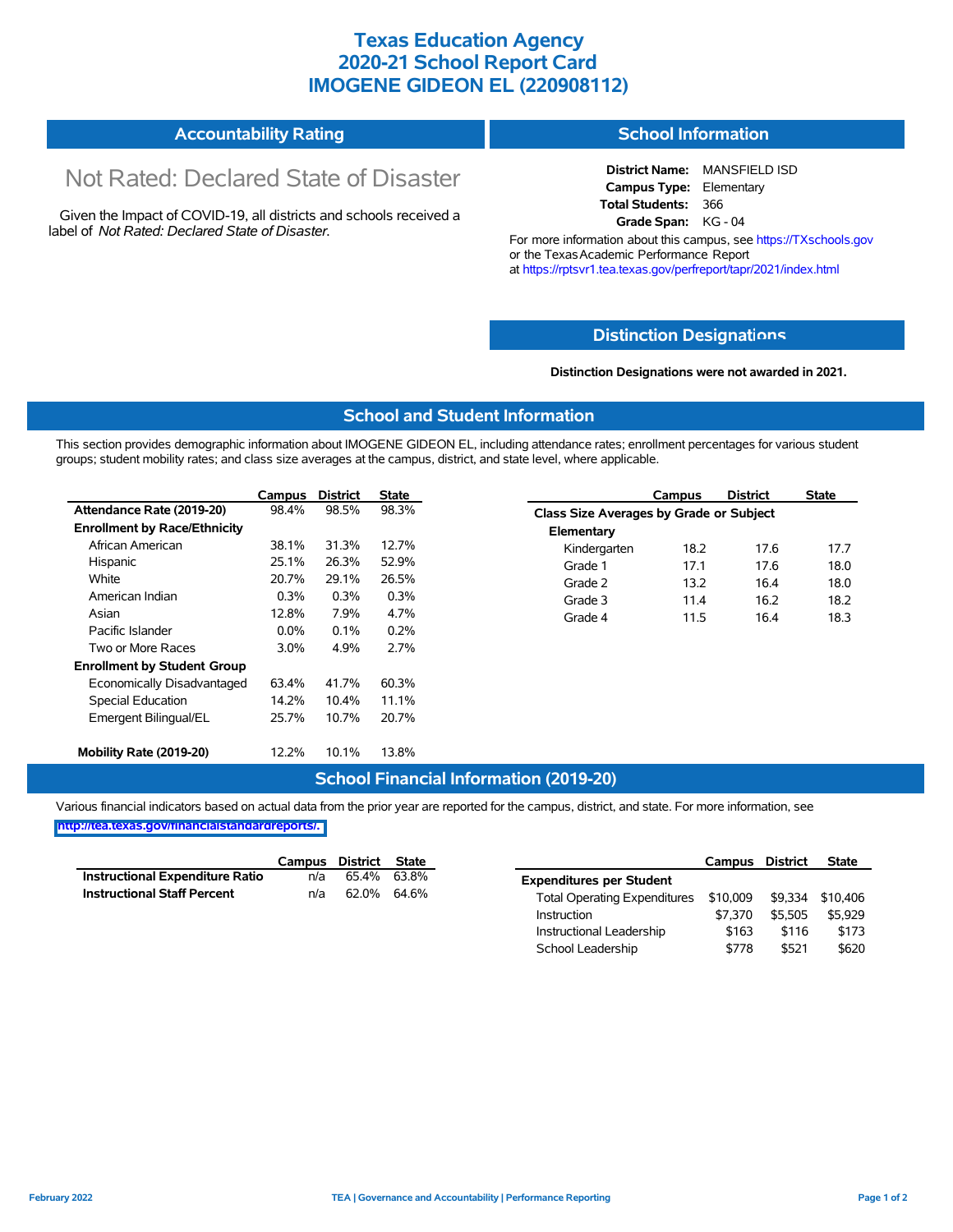# Texas Education Agency
# 2020-21 School Report Card
# IMOGENE GIDEON EL (220908112)

## Accountability Rating

Not Rated: Declared State of Disaster

Given the Impact of COVID-19, all districts and schools received a label of *Not Rated: Declared State of Disaster*.

## School Information

**District Name:** MANSFIELD ISD
**Campus Type:** Elementary
**Total Students:** 366
**Grade Span:** KG - 04

For more information about this campus, see https://TXschools.gov or the Texas Academic Performance Report at https://rptsvr1.tea.texas.gov/perfreport/tapr/2021/index.html

## Distinction Designations

**Distinction Designations were not awarded in 2021.**

## School and Student Information

This section provides demographic information about IMOGENE GIDEON EL, including attendance rates; enrollment percentages for various student groups; student mobility rates; and class size averages at the campus, district, and state level, where applicable.

| | Campus | District | State |
|---|---|---|---|
| **Attendance Rate (2019-20)** | 98.4% | 98.5% | 98.3% |
| **Enrollment by Race/Ethnicity** | | | |
| African American | 38.1% | 31.3% | 12.7% |
| Hispanic | 25.1% | 26.3% | 52.9% |
| White | 20.7% | 29.1% | 26.5% |
| American Indian | 0.3% | 0.3% | 0.3% |
| Asian | 12.8% | 7.9% | 4.7% |
| Pacific Islander | 0.0% | 0.1% | 0.2% |
| Two or More Races | 3.0% | 4.9% | 2.7% |
| **Enrollment by Student Group** | | | |
| Economically Disadvantaged | 63.4% | 41.7% | 60.3% |
| Special Education | 14.2% | 10.4% | 11.1% |
| Emergent Bilingual/EL | 25.7% | 10.7% | 20.7% |
| **Mobility Rate (2019-20)** | 12.2% | 10.1% | 13.8% |

| | Campus | District | State |
|---|---|---|---|
| **Class Size Averages by Grade or Subject** | | | |
| **Elementary** | | | |
| Kindergarten | 18.2 | 17.6 | 17.7 |
| Grade 1 | 17.1 | 17.6 | 18.0 |
| Grade 2 | 13.2 | 16.4 | 18.0 |
| Grade 3 | 11.4 | 16.2 | 18.2 |
| Grade 4 | 11.5 | 16.4 | 18.3 |

## School Financial Information (2019-20)

Various financial indicators based on actual data from the prior year are reported for the campus, district, and state. For more information, see http://tea.texas.gov/financialstandardreports/.

| | Campus | District | State |
|---|---|---|---|
| **Instructional Expenditure Ratio** | n/a | 65.4% | 63.8% |
| **Instructional Staff Percent** | n/a | 62.0% | 64.6% |

| | Campus | District | State |
|---|---|---|---|
| **Expenditures per Student** | | | |
| Total Operating Expenditures | $10,009 | $9,334 | $10,406 |
| Instruction | $7,370 | $5,505 | $5,929 |
| Instructional Leadership | $163 | $116 | $173 |
| School Leadership | $778 | $521 | $620 |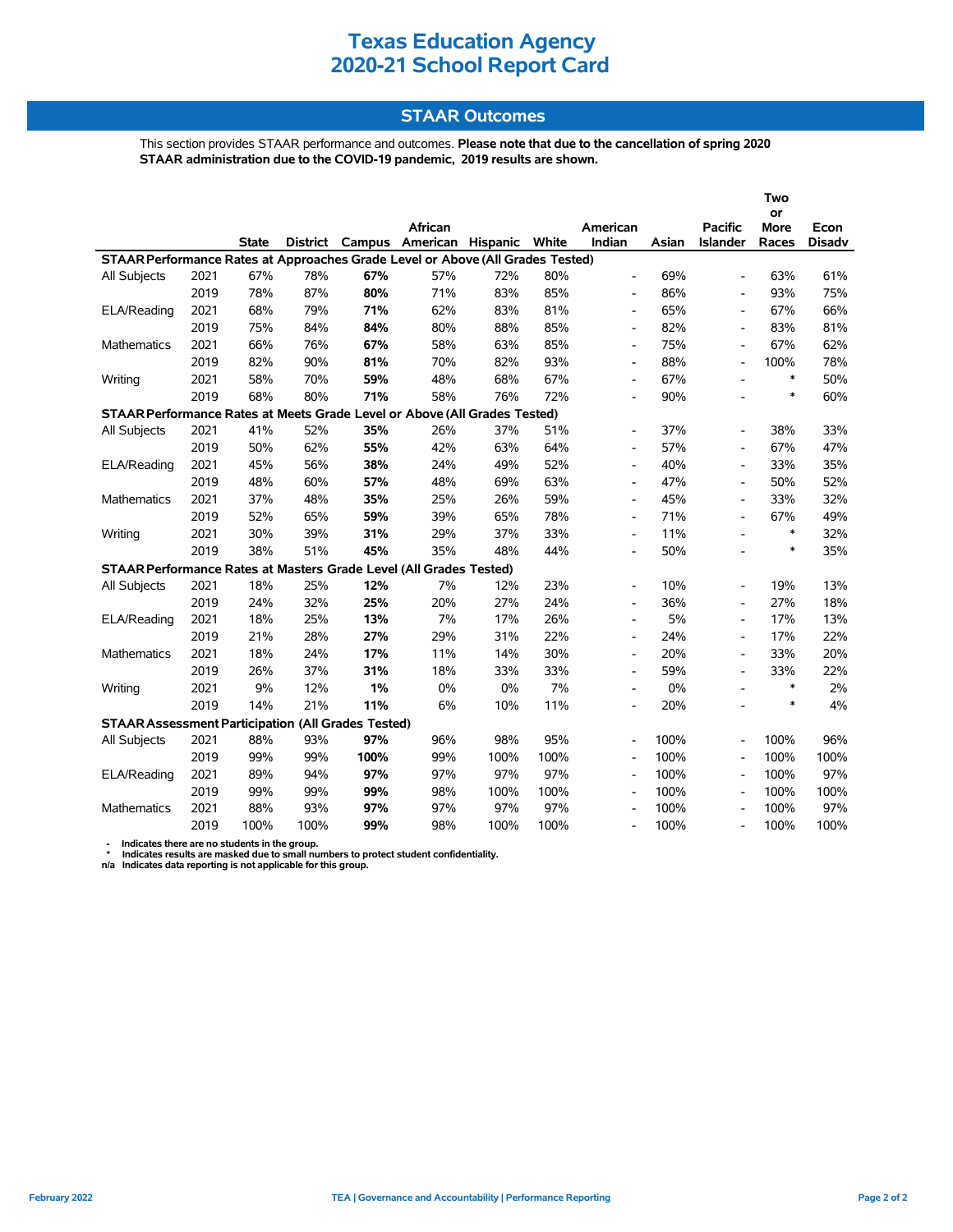# Texas Education Agency
# 2020-21 School Report Card

## STAAR Outcomes

This section provides STAAR performance and outcomes. **Please note that due to the cancellation of spring 2020 STAAR administration due to the COVID-19 pandemic, 2019 results are shown.**

| | | State | District | Campus | African American | Hispanic | White | American Indian | Asian | Pacific Islander | Two or More Races | Econ Disadv |
|---|---|---|---|---|---|---|---|---|---|---|---|---|
| **STAAR Performance Rates at Approaches Grade Level or Above (All Grades Tested)** | | | | | | | | | | | | |
| All Subjects | 2021 | 67% | 78% | **67%** | 57% | 72% | 80% | - | 69% | - | 63% | 61% |
| | 2019 | 78% | 87% | **80%** | 71% | 83% | 85% | - | 86% | - | 93% | 75% |
| ELA/Reading | 2021 | 68% | 79% | **71%** | 62% | 83% | 81% | - | 65% | - | 67% | 66% |
| | 2019 | 75% | 84% | **84%** | 80% | 88% | 85% | - | 82% | - | 83% | 81% |
| Mathematics | 2021 | 66% | 76% | **67%** | 58% | 63% | 85% | - | 75% | - | 67% | 62% |
| | 2019 | 82% | 90% | **81%** | 70% | 82% | 93% | - | 88% | - | 100% | 78% |
| Writing | 2021 | 58% | 70% | **59%** | 48% | 68% | 67% | - | 67% | - | * | 50% |
| | 2019 | 68% | 80% | **71%** | 58% | 76% | 72% | - | 90% | - | * | 60% |
| **STAAR Performance Rates at Meets Grade Level or Above (All Grades Tested)** | | | | | | | | | | | | |
| All Subjects | 2021 | 41% | 52% | **35%** | 26% | 37% | 51% | - | 37% | - | 38% | 33% |
| | 2019 | 50% | 62% | **55%** | 42% | 63% | 64% | - | 57% | - | 67% | 47% |
| ELA/Reading | 2021 | 45% | 56% | **38%** | 24% | 49% | 52% | - | 40% | - | 33% | 35% |
| | 2019 | 48% | 60% | **57%** | 48% | 69% | 63% | - | 47% | - | 50% | 52% |
| Mathematics | 2021 | 37% | 48% | **35%** | 25% | 26% | 59% | - | 45% | - | 33% | 32% |
| | 2019 | 52% | 65% | **59%** | 39% | 65% | 78% | - | 71% | - | 67% | 49% |
| Writing | 2021 | 30% | 39% | **31%** | 29% | 37% | 33% | - | 11% | - | * | 32% |
| | 2019 | 38% | 51% | **45%** | 35% | 48% | 44% | - | 50% | - | * | 35% |
| **STAAR Performance Rates at Masters Grade Level (All Grades Tested)** | | | | | | | | | | | | |
| All Subjects | 2021 | 18% | 25% | **12%** | 7% | 12% | 23% | - | 10% | - | 19% | 13% |
| | 2019 | 24% | 32% | **25%** | 20% | 27% | 24% | - | 36% | - | 27% | 18% |
| ELA/Reading | 2021 | 18% | 25% | **13%** | 7% | 17% | 26% | - | 5% | - | 17% | 13% |
| | 2019 | 21% | 28% | **27%** | 29% | 31% | 22% | - | 24% | - | 17% | 22% |
| Mathematics | 2021 | 18% | 24% | **17%** | 11% | 14% | 30% | - | 20% | - | 33% | 20% |
| | 2019 | 26% | 37% | **31%** | 18% | 33% | 33% | - | 59% | - | 33% | 22% |
| Writing | 2021 | 9% | 12% | **1%** | 0% | 0% | 7% | - | 0% | - | * | 2% |
| | 2019 | 14% | 21% | **11%** | 6% | 10% | 11% | - | 20% | - | * | 4% |
| **STAAR Assessment Participation (All Grades Tested)** | | | | | | | | | | | | |
| All Subjects | 2021 | 88% | 93% | **97%** | 96% | 98% | 95% | - | 100% | - | 100% | 96% |
| | 2019 | 99% | 99% | **100%** | 99% | 100% | 100% | - | 100% | - | 100% | 100% |
| ELA/Reading | 2021 | 89% | 94% | **97%** | 97% | 97% | 97% | - | 100% | - | 100% | 97% |
| | 2019 | 99% | 99% | **99%** | 98% | 100% | 100% | - | 100% | - | 100% | 100% |
| Mathematics | 2021 | 88% | 93% | **97%** | 97% | 97% | 97% | - | 100% | - | 100% | 97% |
| | 2019 | 100% | 100% | **99%** | 98% | 100% | 100% | - | 100% | - | 100% | 100% |

- Indicates there are no students in the group.
* Indicates results are masked due to small numbers to protect student confidentiality.
n/a Indicates data reporting is not applicable for this group.